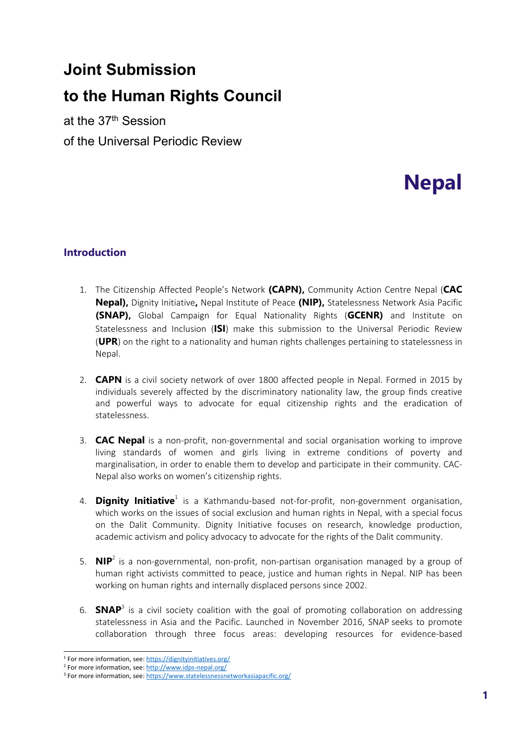# Joint Submission

# to the Human Rights Council

at the 37th Session

of the Universal Periodic Review

# Nepal

## Introduction

1. The Citizenship Affected People's Network **(CAPN),** Community Action Centre Nepal (**CAC Nepal),** Dignity Initiative**,** Nepal Institute of Peace **(NIP),** Statelessness Network Asia Pacific **(SNAP),** Global Campaign for Equal Nationality Rights (**GCENR)** and Institute on Statelessness and Inclusion (**ISI**) make this submission to the Universal Periodic Review (**UPR**) on the right to a nationality and human rights challenges pertaining to statelessness in Nepal.

2. **CAPN** is a civil society network of over 1800 affected people in Nepal. Formed in 2015 by individuals severely affected by the discriminatory nationality law, the group finds creative and powerful ways to advocate for equal citizenship rights and the eradication of statelessness.

3. **CAC Nepal** is a non-profit, non-governmental and social organisation working to improve living standards of women and girls living in extreme conditions of poverty and marginalisation, in order to enable them to develop and participate in their community. CAC-Nepal also works on women's citizenship rights.

4. **Dignity Initiative**[1] is a Kathmandu-based not-for-profit, non-government organisation, which works on the issues of social exclusion and human rights in Nepal, with a special focus on the Dalit Community. Dignity Initiative focuses on research, knowledge production, academic activism and policy advocacy to advocate for the rights of the Dalit community.

5. **NIP**[2] is a non-governmental, non-profit, non-partisan organisation managed by a group of human right activists committed to peace, justice and human rights in Nepal. NIP has been working on human rights and internally displaced persons since 2002.

6. **SNAP**[3] is a civil society coalition with the goal of promoting collaboration on addressing statelessness in Asia and the Pacific. Launched in November 2016, SNAP seeks to promote collaboration through three focus areas: developing resources for evidence-based

[1] For more information, see: https://dignityinitiatives.org/

[2] For more information, see: http://www.idps-nepal.org/

[3] For more information, see: https://www.statelessnessnetworkasiapacific.org/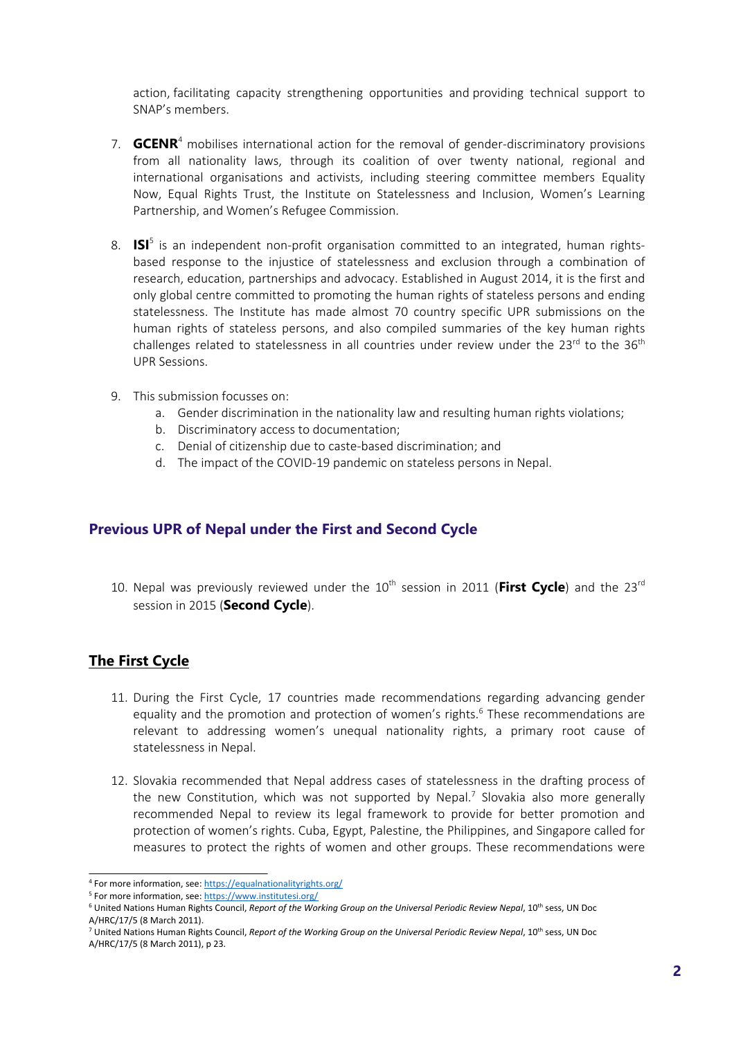action, facilitating capacity strengthening opportunities and providing technical support to SNAP's members.

7. **GCENR**[4] mobilises international action for the removal of gender-discriminatory provisions from all nationality laws, through its coalition of over twenty national, regional and international organisations and activists, including steering committee members Equality Now, Equal Rights Trust, the Institute on Statelessness and Inclusion, Women's Learning Partnership, and Women's Refugee Commission.

8. **ISI**[5] is an independent non-profit organisation committed to an integrated, human rights-based response to the injustice of statelessness and exclusion through a combination of research, education, partnerships and advocacy. Established in August 2014, it is the first and only global centre committed to promoting the human rights of stateless persons and ending statelessness. The Institute has made almost 70 country specific UPR submissions on the human rights of stateless persons, and also compiled summaries of the key human rights challenges related to statelessness in all countries under review under the 23rd to the 36th UPR Sessions.

9. This submission focusses on:
   a. Gender discrimination in the nationality law and resulting human rights violations;
   b. Discriminatory access to documentation;
   c. Denial of citizenship due to caste-based discrimination; and
   d. The impact of the COVID-19 pandemic on stateless persons in Nepal.

## Previous UPR of Nepal under the First and Second Cycle

10. Nepal was previously reviewed under the 10th session in 2011 (**First Cycle**) and the 23rd session in 2015 (**Second Cycle**).

## The First Cycle

11. During the First Cycle, 17 countries made recommendations regarding advancing gender equality and the promotion and protection of women's rights.[6] These recommendations are relevant to addressing women's unequal nationality rights, a primary root cause of statelessness in Nepal.

12. Slovakia recommended that Nepal address cases of statelessness in the drafting process of the new Constitution, which was not supported by Nepal.[7] Slovakia also more generally recommended Nepal to review its legal framework to provide for better promotion and protection of women's rights. Cuba, Egypt, Palestine, the Philippines, and Singapore called for measures to protect the rights of women and other groups. These recommendations were

---

[4] For more information, see: https://equalnationalityrights.org/

[5] For more information, see: https://www.institutesi.org/

[6] United Nations Human Rights Council, *Report of the Working Group on the Universal Periodic Review Nepal*, 10th sess, UN Doc A/HRC/17/5 (8 March 2011).

[7] United Nations Human Rights Council, *Report of the Working Group on the Universal Periodic Review Nepal*, 10th sess, UN Doc A/HRC/17/5 (8 March 2011), p 23.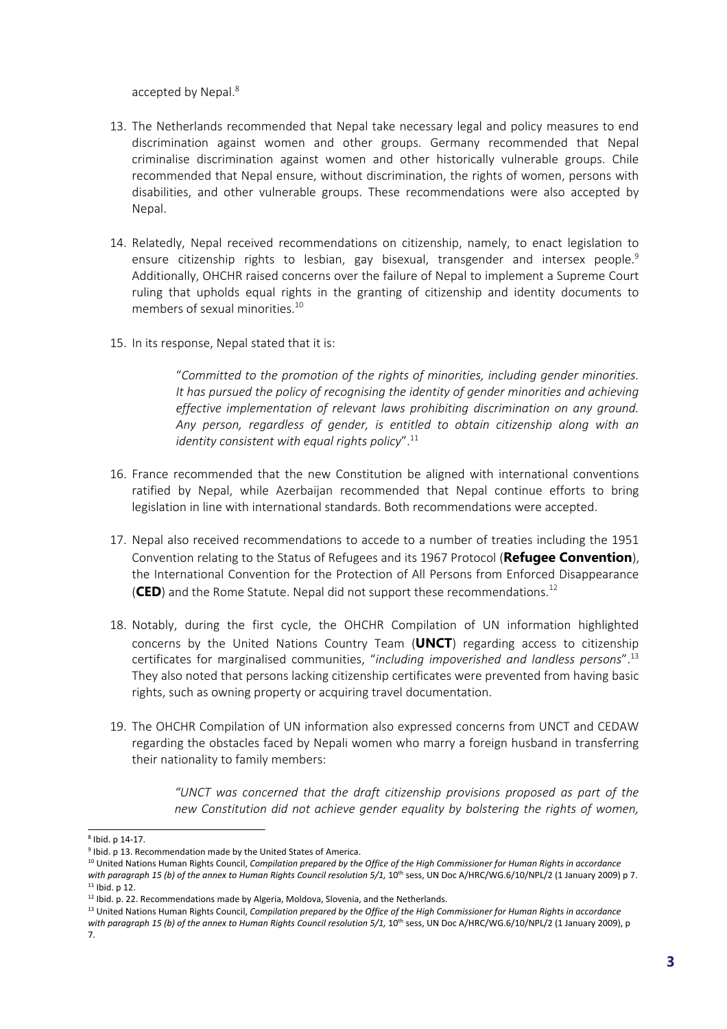accepted by Nepal.[8]

13. The Netherlands recommended that Nepal take necessary legal and policy measures to end discrimination against women and other groups. Germany recommended that Nepal criminalise discrimination against women and other historically vulnerable groups. Chile recommended that Nepal ensure, without discrimination, the rights of women, persons with disabilities, and other vulnerable groups. These recommendations were also accepted by Nepal.

14. Relatedly, Nepal received recommendations on citizenship, namely, to enact legislation to ensure citizenship rights to lesbian, gay bisexual, transgender and intersex people.[9] Additionally, OHCHR raised concerns over the failure of Nepal to implement a Supreme Court ruling that upholds equal rights in the granting of citizenship and identity documents to members of sexual minorities.[10]

15. In its response, Nepal stated that it is:

> "*Committed to the promotion of the rights of minorities, including gender minorities. It has pursued the policy of recognising the identity of gender minorities and achieving effective implementation of relevant laws prohibiting discrimination on any ground. Any person, regardless of gender, is entitled to obtain citizenship along with an identity consistent with equal rights policy*".[11]

16. France recommended that the new Constitution be aligned with international conventions ratified by Nepal, while Azerbaijan recommended that Nepal continue efforts to bring legislation in line with international standards. Both recommendations were accepted.

17. Nepal also received recommendations to accede to a number of treaties including the 1951 Convention relating to the Status of Refugees and its 1967 Protocol (**Refugee Convention**), the International Convention for the Protection of All Persons from Enforced Disappearance (**CED**) and the Rome Statute. Nepal did not support these recommendations.[12]

18. Notably, during the first cycle, the OHCHR Compilation of UN information highlighted concerns by the United Nations Country Team (**UNCT**) regarding access to citizenship certificates for marginalised communities, "*including impoverished and landless persons*".[13] They also noted that persons lacking citizenship certificates were prevented from having basic rights, such as owning property or acquiring travel documentation.

19. The OHCHR Compilation of UN information also expressed concerns from UNCT and CEDAW regarding the obstacles faced by Nepali women who marry a foreign husband in transferring their nationality to family members:

> *"UNCT was concerned that the draft citizenship provisions proposed as part of the new Constitution did not achieve gender equality by bolstering the rights of women,*

---

[8] Ibid. p 14-17.

[9] Ibid. p 13. Recommendation made by the United States of America.

[10] United Nations Human Rights Council, *Compilation prepared by the Office of the High Commissioner for Human Rights in accordance with paragraph 15 (b) of the annex to Human Rights Council resolution 5/1,* 10th sess, UN Doc A/HRC/WG.6/10/NPL/2 (1 January 2009) p 7.

[11] Ibid. p 12.

[12] Ibid. p. 22. Recommendations made by Algeria, Moldova, Slovenia, and the Netherlands.

[13] United Nations Human Rights Council, *Compilation prepared by the Office of the High Commissioner for Human Rights in accordance with paragraph 15 (b) of the annex to Human Rights Council resolution 5/1,* 10th sess, UN Doc A/HRC/WG.6/10/NPL/2 (1 January 2009), p 7.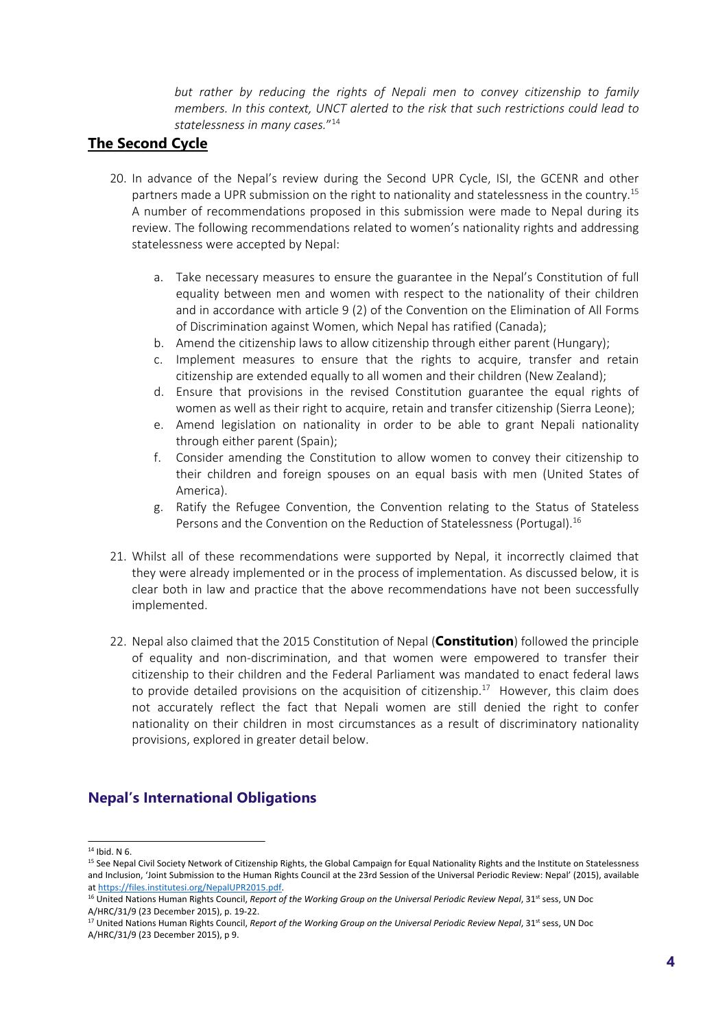*but rather by reducing the rights of Nepali men to convey citizenship to family members. In this context, UNCT alerted to the risk that such restrictions could lead to statelessness in many cases.*"[14]

## The Second Cycle

20. In advance of the Nepal's review during the Second UPR Cycle, ISI, the GCENR and other partners made a UPR submission on the right to nationality and statelessness in the country.[15] A number of recommendations proposed in this submission were made to Nepal during its review. The following recommendations related to women's nationality rights and addressing statelessness were accepted by Nepal:

    a. Take necessary measures to ensure the guarantee in the Nepal's Constitution of full equality between men and women with respect to the nationality of their children and in accordance with article 9 (2) of the Convention on the Elimination of All Forms of Discrimination against Women, which Nepal has ratified (Canada);
    b. Amend the citizenship laws to allow citizenship through either parent (Hungary);
    c. Implement measures to ensure that the rights to acquire, transfer and retain citizenship are extended equally to all women and their children (New Zealand);
    d. Ensure that provisions in the revised Constitution guarantee the equal rights of women as well as their right to acquire, retain and transfer citizenship (Sierra Leone);
    e. Amend legislation on nationality in order to be able to grant Nepali nationality through either parent (Spain);
    f. Consider amending the Constitution to allow women to convey their citizenship to their children and foreign spouses on an equal basis with men (United States of America).
    g. Ratify the Refugee Convention, the Convention relating to the Status of Stateless Persons and the Convention on the Reduction of Statelessness (Portugal).[16]

21. Whilst all of these recommendations were supported by Nepal, it incorrectly claimed that they were already implemented or in the process of implementation. As discussed below, it is clear both in law and practice that the above recommendations have not been successfully implemented.

22. Nepal also claimed that the 2015 Constitution of Nepal (**Constitution**) followed the principle of equality and non-discrimination, and that women were empowered to transfer their citizenship to their children and the Federal Parliament was mandated to enact federal laws to provide detailed provisions on the acquisition of citizenship.[17] However, this claim does not accurately reflect the fact that Nepali women are still denied the right to confer nationality on their children in most circumstances as a result of discriminatory nationality provisions, explored in greater detail below.

## Nepal's International Obligations

---

[14] Ibid. N 6.

[15] See Nepal Civil Society Network of Citizenship Rights, the Global Campaign for Equal Nationality Rights and the Institute on Statelessness and Inclusion, 'Joint Submission to the Human Rights Council at the 23rd Session of the Universal Periodic Review: Nepal' (2015), available at https://files.institutesi.org/NepalUPR2015.pdf.

[16] United Nations Human Rights Council, *Report of the Working Group on the Universal Periodic Review Nepal*, 31st sess, UN Doc A/HRC/31/9 (23 December 2015), p. 19-22.

[17] United Nations Human Rights Council, *Report of the Working Group on the Universal Periodic Review Nepal*, 31st sess, UN Doc A/HRC/31/9 (23 December 2015), p 9.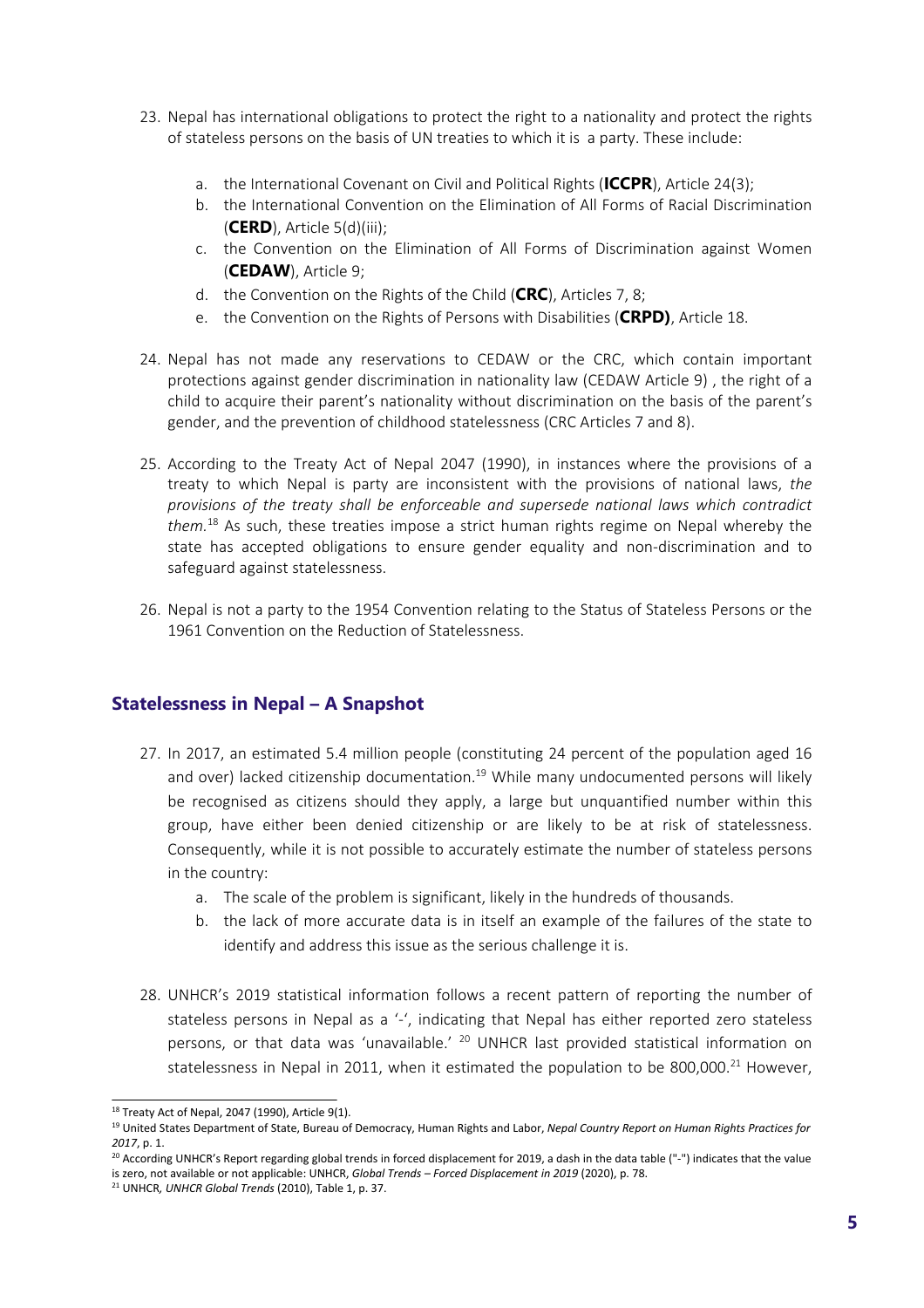23. Nepal has international obligations to protect the right to a nationality and protect the rights of stateless persons on the basis of UN treaties to which it is a party. These include:

    a. the International Covenant on Civil and Political Rights (**ICCPR**), Article 24(3);
    b. the International Convention on the Elimination of All Forms of Racial Discrimination (**CERD**), Article 5(d)(iii);
    c. the Convention on the Elimination of All Forms of Discrimination against Women (**CEDAW**), Article 9;
    d. the Convention on the Rights of the Child (**CRC**), Articles 7, 8;
    e. the Convention on the Rights of Persons with Disabilities (**CRPD)**, Article 18.

24. Nepal has not made any reservations to CEDAW or the CRC, which contain important protections against gender discrimination in nationality law (CEDAW Article 9) , the right of a child to acquire their parent's nationality without discrimination on the basis of the parent's gender, and the prevention of childhood statelessness (CRC Articles 7 and 8).

25. According to the Treaty Act of Nepal 2047 (1990), in instances where the provisions of a treaty to which Nepal is party are inconsistent with the provisions of national laws, *the provisions of the treaty shall be enforceable and supersede national laws which contradict them.*[18] As such, these treaties impose a strict human rights regime on Nepal whereby the state has accepted obligations to ensure gender equality and non-discrimination and to safeguard against statelessness.

26. Nepal is not a party to the 1954 Convention relating to the Status of Stateless Persons or the 1961 Convention on the Reduction of Statelessness.

## Statelessness in Nepal – A Snapshot

27. In 2017, an estimated 5.4 million people (constituting 24 percent of the population aged 16 and over) lacked citizenship documentation.[19] While many undocumented persons will likely be recognised as citizens should they apply, a large but unquantified number within this group, have either been denied citizenship or are likely to be at risk of statelessness. Consequently, while it is not possible to accurately estimate the number of stateless persons in the country:
    a. The scale of the problem is significant, likely in the hundreds of thousands.
    b. the lack of more accurate data is in itself an example of the failures of the state to identify and address this issue as the serious challenge it is.

28. UNHCR's 2019 statistical information follows a recent pattern of reporting the number of stateless persons in Nepal as a '-', indicating that Nepal has either reported zero stateless persons, or that data was 'unavailable.' [20] UNHCR last provided statistical information on statelessness in Nepal in 2011, when it estimated the population to be 800,000.[21] However,

---

[18] Treaty Act of Nepal, 2047 (1990), Article 9(1).

[19] United States Department of State, Bureau of Democracy, Human Rights and Labor, *Nepal Country Report on Human Rights Practices for 2017*, p. 1.

[20] According UNHCR's Report regarding global trends in forced displacement for 2019, a dash in the data table ("-") indicates that the value is zero, not available or not applicable: UNHCR, *Global Trends – Forced Displacement in 2019* (2020), p. 78.

[21] UNHCR*, UNHCR Global Trends* (2010), Table 1, p. 37.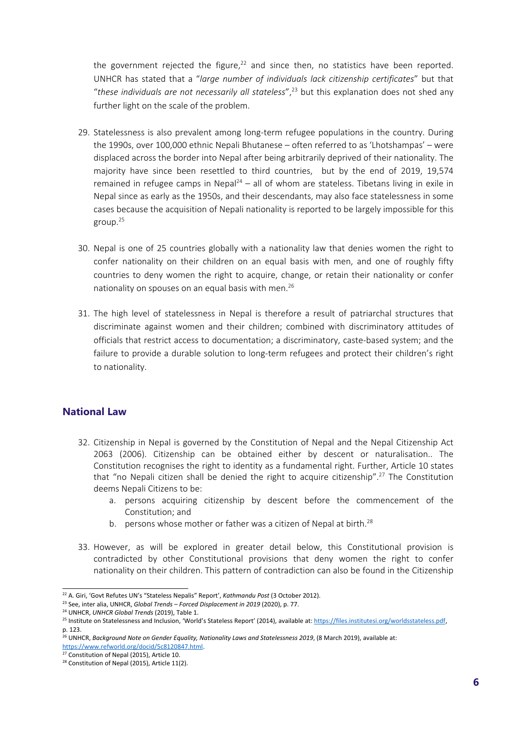the government rejected the figure,[22] and since then, no statistics have been reported. UNHCR has stated that a "*large number of individuals lack citizenship certificates*" but that "*these individuals are not necessarily all stateless*",[23] but this explanation does not shed any further light on the scale of the problem.

29. Statelessness is also prevalent among long-term refugee populations in the country. During the 1990s, over 100,000 ethnic Nepali Bhutanese – often referred to as 'Lhotshampas' – were displaced across the border into Nepal after being arbitrarily deprived of their nationality. The majority have since been resettled to third countries, but by the end of 2019, 19,574 remained in refugee camps in Nepal[24] – all of whom are stateless. Tibetans living in exile in Nepal since as early as the 1950s, and their descendants, may also face statelessness in some cases because the acquisition of Nepali nationality is reported to be largely impossible for this group.[25]

30. Nepal is one of 25 countries globally with a nationality law that denies women the right to confer nationality on their children on an equal basis with men, and one of roughly fifty countries to deny women the right to acquire, change, or retain their nationality or confer nationality on spouses on an equal basis with men.[26]

31. The high level of statelessness in Nepal is therefore a result of patriarchal structures that discriminate against women and their children; combined with discriminatory attitudes of officials that restrict access to documentation; a discriminatory, caste-based system; and the failure to provide a durable solution to long-term refugees and protect their children's right to nationality.

## National Law

32. Citizenship in Nepal is governed by the Constitution of Nepal and the Nepal Citizenship Act 2063 (2006). Citizenship can be obtained either by descent or naturalisation.. The Constitution recognises the right to identity as a fundamental right. Further, Article 10 states that "no Nepali citizen shall be denied the right to acquire citizenship".[27] The Constitution deems Nepali Citizens to be:
    a. persons acquiring citizenship by descent before the commencement of the Constitution; and
    b. persons whose mother or father was a citizen of Nepal at birth.[28]

33. However, as will be explored in greater detail below, this Constitutional provision is contradicted by other Constitutional provisions that deny women the right to confer nationality on their children. This pattern of contradiction can also be found in the Citizenship

---

[22] A. Giri, 'Govt Refutes UN's "Stateless Nepalis" Report', *Kathmandu Post* (3 October 2012).
[23] See, inter alia, UNHCR, *Global Trends – Forced Displacement in 2019* (2020), p. 77.
[24] UNHCR, *UNHCR Global Trends* (2019), Table 1.
[25] Institute on Statelessness and Inclusion, 'World's Stateless Report' (2014), available at: https://files.institutesi.org/worldsstateless.pdf, p. 123.
[26] UNHCR, *Background Note on Gender Equality, Nationality Laws and Statelessness 2019*, (8 March 2019), available at: https://www.refworld.org/docid/5c8120847.html.
[27] Constitution of Nepal (2015), Article 10.
[28] Constitution of Nepal (2015), Article 11(2).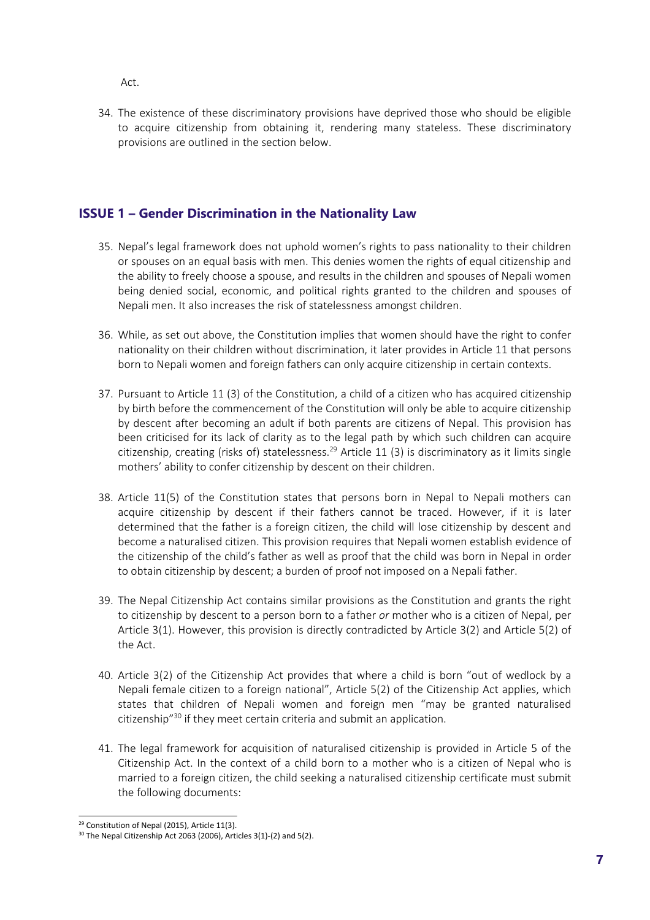Act.

34. The existence of these discriminatory provisions have deprived those who should be eligible to acquire citizenship from obtaining it, rendering many stateless. These discriminatory provisions are outlined in the section below.

## ISSUE 1 – Gender Discrimination in the Nationality Law

35. Nepal's legal framework does not uphold women's rights to pass nationality to their children or spouses on an equal basis with men. This denies women the rights of equal citizenship and the ability to freely choose a spouse, and results in the children and spouses of Nepali women being denied social, economic, and political rights granted to the children and spouses of Nepali men. It also increases the risk of statelessness amongst children.

36. While, as set out above, the Constitution implies that women should have the right to confer nationality on their children without discrimination, it later provides in Article 11 that persons born to Nepali women and foreign fathers can only acquire citizenship in certain contexts.

37. Pursuant to Article 11 (3) of the Constitution, a child of a citizen who has acquired citizenship by birth before the commencement of the Constitution will only be able to acquire citizenship by descent after becoming an adult if both parents are citizens of Nepal. This provision has been criticised for its lack of clarity as to the legal path by which such children can acquire citizenship, creating (risks of) statelessness.[29] Article 11 (3) is discriminatory as it limits single mothers' ability to confer citizenship by descent on their children.

38. Article 11(5) of the Constitution states that persons born in Nepal to Nepali mothers can acquire citizenship by descent if their fathers cannot be traced. However, if it is later determined that the father is a foreign citizen, the child will lose citizenship by descent and become a naturalised citizen. This provision requires that Nepali women establish evidence of the citizenship of the child's father as well as proof that the child was born in Nepal in order to obtain citizenship by descent; a burden of proof not imposed on a Nepali father.

39. The Nepal Citizenship Act contains similar provisions as the Constitution and grants the right to citizenship by descent to a person born to a father *or* mother who is a citizen of Nepal, per Article 3(1). However, this provision is directly contradicted by Article 3(2) and Article 5(2) of the Act.

40. Article 3(2) of the Citizenship Act provides that where a child is born "out of wedlock by a Nepali female citizen to a foreign national", Article 5(2) of the Citizenship Act applies, which states that children of Nepali women and foreign men "may be granted naturalised citizenship"[30] if they meet certain criteria and submit an application.

41. The legal framework for acquisition of naturalised citizenship is provided in Article 5 of the Citizenship Act. In the context of a child born to a mother who is a citizen of Nepal who is married to a foreign citizen, the child seeking a naturalised citizenship certificate must submit the following documents:

---

[29] Constitution of Nepal (2015), Article 11(3).

[30] The Nepal Citizenship Act 2063 (2006), Articles 3(1)-(2) and 5(2).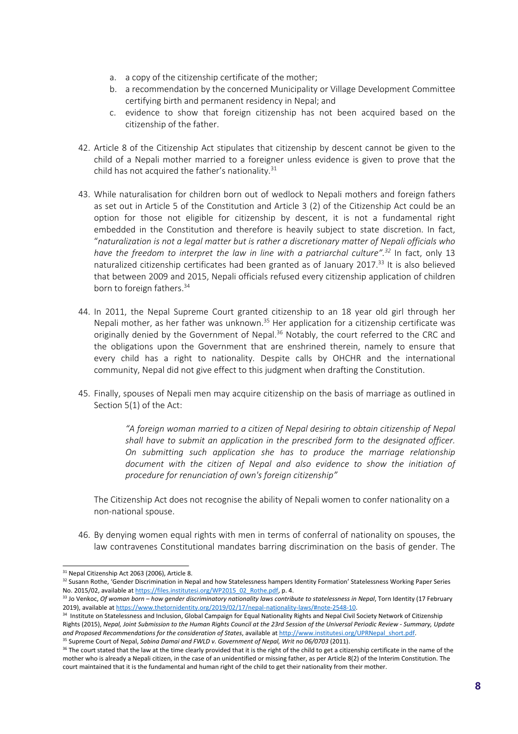a. a copy of the citizenship certificate of the mother;
b. a recommendation by the concerned Municipality or Village Development Committee certifying birth and permanent residency in Nepal; and
c. evidence to show that foreign citizenship has not been acquired based on the citizenship of the father.

42. Article 8 of the Citizenship Act stipulates that citizenship by descent cannot be given to the child of a Nepali mother married to a foreigner unless evidence is given to prove that the child has not acquired the father's nationality.[31]

43. While naturalisation for children born out of wedlock to Nepali mothers and foreign fathers as set out in Article 5 of the Constitution and Article 3 (2) of the Citizenship Act could be an option for those not eligible for citizenship by descent, it is not a fundamental right embedded in the Constitution and therefore is heavily subject to state discretion. In fact, "*naturalization is not a legal matter but is rather a discretionary matter of Nepali officials who have the freedom to interpret the law in line with a patriarchal culture".*[32] In fact, only 13 naturalized citizenship certificates had been granted as of January 2017.[33] It is also believed that between 2009 and 2015, Nepali officials refused every citizenship application of children born to foreign fathers.[34]

44. In 2011, the Nepal Supreme Court granted citizenship to an 18 year old girl through her Nepali mother, as her father was unknown.[35] Her application for a citizenship certificate was originally denied by the Government of Nepal.[36] Notably, the court referred to the CRC and the obligations upon the Government that are enshrined therein, namely to ensure that every child has a right to nationality. Despite calls by OHCHR and the international community, Nepal did not give effect to this judgment when drafting the Constitution.

45. Finally, spouses of Nepali men may acquire citizenship on the basis of marriage as outlined in Section 5(1) of the Act:

> *"A foreign woman married to a citizen of Nepal desiring to obtain citizenship of Nepal shall have to submit an application in the prescribed form to the designated officer. On submitting such application she has to produce the marriage relationship document with the citizen of Nepal and also evidence to show the initiation of procedure for renunciation of own's foreign citizenship"*

The Citizenship Act does not recognise the ability of Nepali women to confer nationality on a non-national spouse.

46. By denying women equal rights with men in terms of conferral of nationality on spouses, the law contravenes Constitutional mandates barring discrimination on the basis of gender. The

---

[31] Nepal Citizenship Act 2063 (2006), Article 8.

[32] Susann Rothe, 'Gender Discrimination in Nepal and how Statelessness hampers Identity Formation' Statelessness Working Paper Series No. 2015/02, available at https://files.institutesi.org/WP2015_02_Rothe.pdf, p. 4.

[33] Jo Venkoc, *Of woman born – how gender discriminatory nationality laws contribute to statelessness in Nepal*, Torn Identity (17 February 2019), available at https://www.thetornidentity.org/2019/02/17/nepal-nationality-laws/#note-2548-10.

[34] Institute on Statelessness and Inclusion, Global Campaign for Equal Nationality Rights and Nepal Civil Society Network of Citizenship Rights (2015), *Nepal, Joint Submission to the Human Rights Council at the 23rd Session of the Universal Periodic Review - Summary, Update and Proposed Recommendations for the consideration of States*, available at http://www.institutesi.org/UPRNepal_short.pdf.

[35] Supreme Court of Nepal, *Sabina Damai and FWLD v. Government of Nepal, Writ no 06/0703* (2011).

[36] The court stated that the law at the time clearly provided that it is the right of the child to get a citizenship certificate in the name of the mother who is already a Nepali citizen, in the case of an unidentified or missing father, as per Article 8(2) of the Interim Constitution. The court maintained that it is the fundamental and human right of the child to get their nationality from their mother.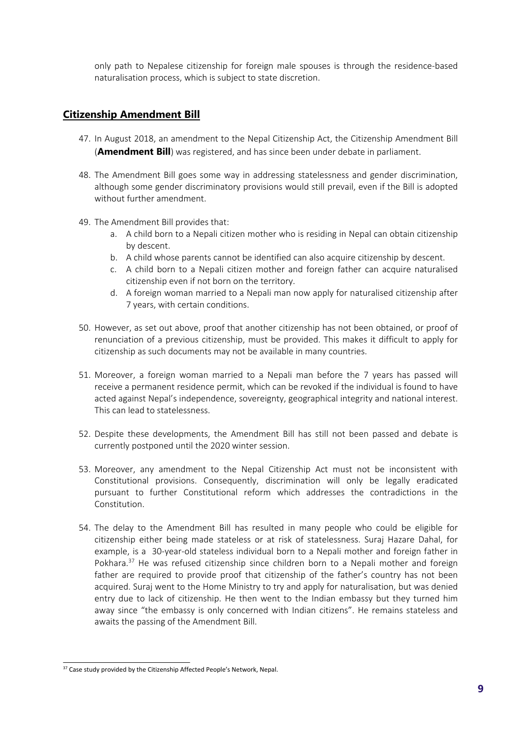only path to Nepalese citizenship for foreign male spouses is through the residence-based naturalisation process, which is subject to state discretion.

## Citizenship Amendment Bill

47. In August 2018, an amendment to the Nepal Citizenship Act, the Citizenship Amendment Bill (**Amendment Bill**) was registered, and has since been under debate in parliament.

48. The Amendment Bill goes some way in addressing statelessness and gender discrimination, although some gender discriminatory provisions would still prevail, even if the Bill is adopted without further amendment.

49. The Amendment Bill provides that:
    a. A child born to a Nepali citizen mother who is residing in Nepal can obtain citizenship by descent.
    b. A child whose parents cannot be identified can also acquire citizenship by descent.
    c. A child born to a Nepali citizen mother and foreign father can acquire naturalised citizenship even if not born on the territory.
    d. A foreign woman married to a Nepali man now apply for naturalised citizenship after 7 years, with certain conditions.

50. However, as set out above, proof that another citizenship has not been obtained, or proof of renunciation of a previous citizenship, must be provided. This makes it difficult to apply for citizenship as such documents may not be available in many countries.

51. Moreover, a foreign woman married to a Nepali man before the 7 years has passed will receive a permanent residence permit, which can be revoked if the individual is found to have acted against Nepal's independence, sovereignty, geographical integrity and national interest. This can lead to statelessness.

52. Despite these developments, the Amendment Bill has still not been passed and debate is currently postponed until the 2020 winter session.

53. Moreover, any amendment to the Nepal Citizenship Act must not be inconsistent with Constitutional provisions. Consequently, discrimination will only be legally eradicated pursuant to further Constitutional reform which addresses the contradictions in the Constitution.

54. The delay to the Amendment Bill has resulted in many people who could be eligible for citizenship either being made stateless or at risk of statelessness. Suraj Hazare Dahal, for example, is a 30-year-old stateless individual born to a Nepali mother and foreign father in Pokhara.[37] He was refused citizenship since children born to a Nepali mother and foreign father are required to provide proof that citizenship of the father's country has not been acquired. Suraj went to the Home Ministry to try and apply for naturalisation, but was denied entry due to lack of citizenship. He then went to the Indian embassy but they turned him away since "the embassy is only concerned with Indian citizens". He remains stateless and awaits the passing of the Amendment Bill.

---

[37] Case study provided by the Citizenship Affected People's Network, Nepal.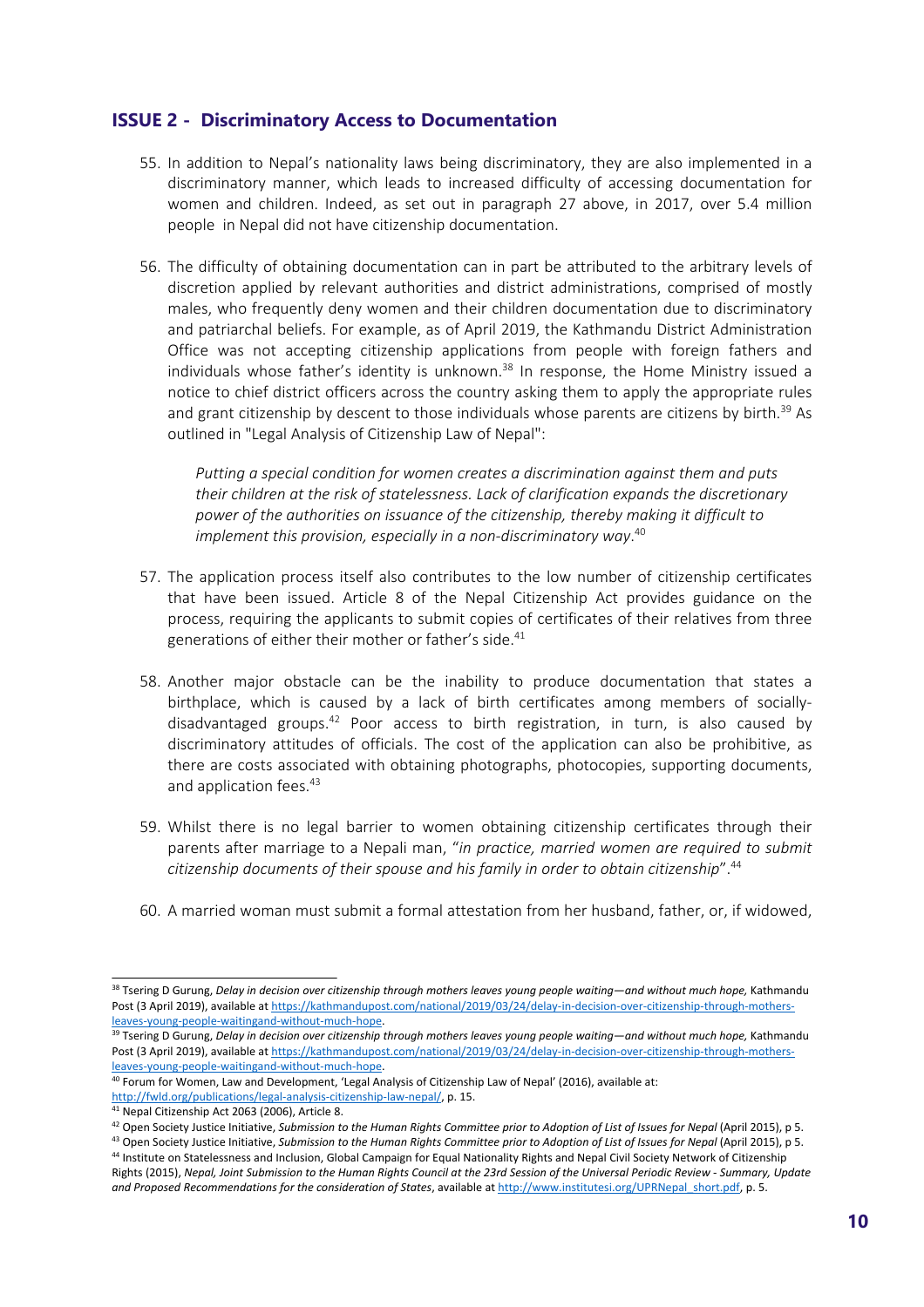## ISSUE 2 - Discriminatory Access to Documentation

55. In addition to Nepal's nationality laws being discriminatory, they are also implemented in a discriminatory manner, which leads to increased difficulty of accessing documentation for women and children. Indeed, as set out in paragraph 27 above, in 2017, over 5.4 million people in Nepal did not have citizenship documentation.

56. The difficulty of obtaining documentation can in part be attributed to the arbitrary levels of discretion applied by relevant authorities and district administrations, comprised of mostly males, who frequently deny women and their children documentation due to discriminatory and patriarchal beliefs. For example, as of April 2019, the Kathmandu District Administration Office was not accepting citizenship applications from people with foreign fathers and individuals whose father's identity is unknown.[38] In response, the Home Ministry issued a notice to chief district officers across the country asking them to apply the appropriate rules and grant citizenship by descent to those individuals whose parents are citizens by birth.[39] As outlined in "Legal Analysis of Citizenship Law of Nepal":

    *Putting a special condition for women creates a discrimination against them and puts their children at the risk of statelessness. Lack of clarification expands the discretionary power of the authorities on issuance of the citizenship, thereby making it difficult to implement this provision, especially in a non-discriminatory way*.[40]

57. The application process itself also contributes to the low number of citizenship certificates that have been issued. Article 8 of the Nepal Citizenship Act provides guidance on the process, requiring the applicants to submit copies of certificates of their relatives from three generations of either their mother or father's side.[41]

58. Another major obstacle can be the inability to produce documentation that states a birthplace, which is caused by a lack of birth certificates among members of socially-disadvantaged groups.[42] Poor access to birth registration, in turn, is also caused by discriminatory attitudes of officials. The cost of the application can also be prohibitive, as there are costs associated with obtaining photographs, photocopies, supporting documents, and application fees.[43]

59. Whilst there is no legal barrier to women obtaining citizenship certificates through their parents after marriage to a Nepali man, "*in practice, married women are required to submit citizenship documents of their spouse and his family in order to obtain citizenship*".[44]

60. A married woman must submit a formal attestation from her husband, father, or, if widowed,

---

[38] Tsering D Gurung, *Delay in decision over citizenship through mothers leaves young people waiting—and without much hope,* Kathmandu Post (3 April 2019), available at https://kathmandupost.com/national/2019/03/24/delay-in-decision-over-citizenship-through-mothers-leaves-young-people-waitingand-without-much-hope.

[39] Tsering D Gurung, *Delay in decision over citizenship through mothers leaves young people waiting—and without much hope,* Kathmandu Post (3 April 2019), available at https://kathmandupost.com/national/2019/03/24/delay-in-decision-over-citizenship-through-mothers-leaves-young-people-waitingand-without-much-hope.

[40] Forum for Women, Law and Development, 'Legal Analysis of Citizenship Law of Nepal' (2016), available at: http://fwld.org/publications/legal-analysis-citizenship-law-nepal/, p. 15.

[41] Nepal Citizenship Act 2063 (2006), Article 8.

[42] Open Society Justice Initiative, *Submission to the Human Rights Committee prior to Adoption of List of Issues for Nepal* (April 2015), p 5.

[43] Open Society Justice Initiative, *Submission to the Human Rights Committee prior to Adoption of List of Issues for Nepal* (April 2015), p 5.

[44] Institute on Statelessness and Inclusion, Global Campaign for Equal Nationality Rights and Nepal Civil Society Network of Citizenship Rights (2015), *Nepal, Joint Submission to the Human Rights Council at the 23rd Session of the Universal Periodic Review - Summary, Update and Proposed Recommendations for the consideration of States*, available at http://www.institutesi.org/UPRNepal_short.pdf, p. 5.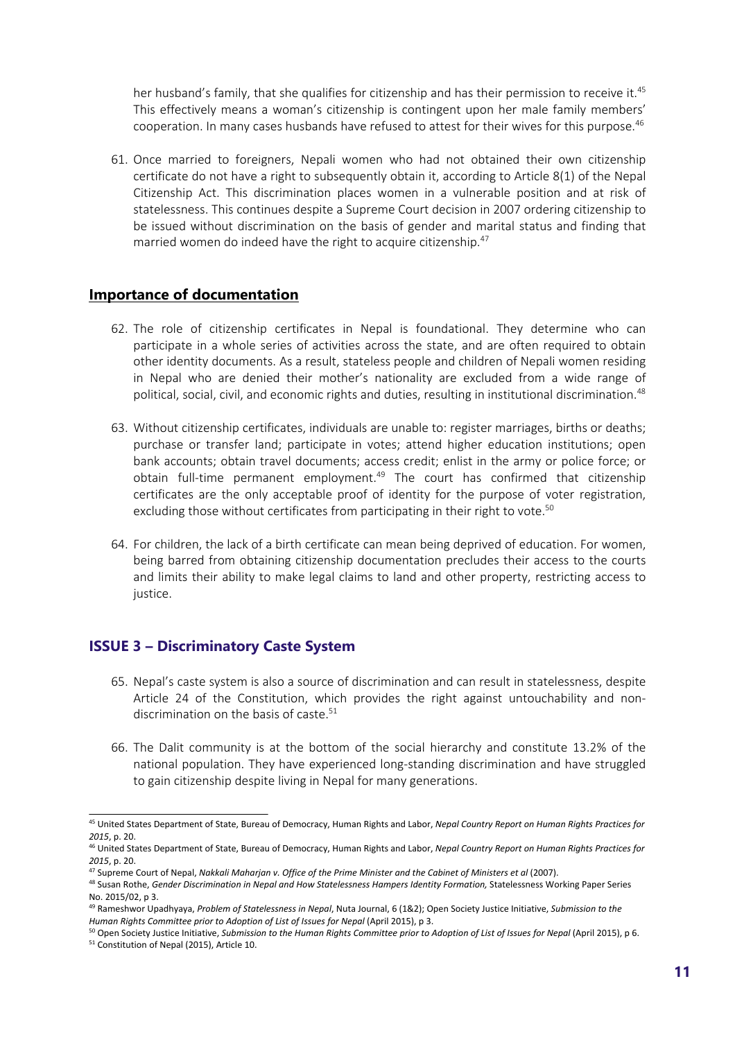her husband's family, that she qualifies for citizenship and has their permission to receive it.[45] This effectively means a woman's citizenship is contingent upon her male family members' cooperation. In many cases husbands have refused to attest for their wives for this purpose.[46]

61. Once married to foreigners, Nepali women who had not obtained their own citizenship certificate do not have a right to subsequently obtain it, according to Article 8(1) of the Nepal Citizenship Act. This discrimination places women in a vulnerable position and at risk of statelessness. This continues despite a Supreme Court decision in 2007 ordering citizenship to be issued without discrimination on the basis of gender and marital status and finding that married women do indeed have the right to acquire citizenship.[47]

## Importance of documentation

62. The role of citizenship certificates in Nepal is foundational. They determine who can participate in a whole series of activities across the state, and are often required to obtain other identity documents. As a result, stateless people and children of Nepali women residing in Nepal who are denied their mother's nationality are excluded from a wide range of political, social, civil, and economic rights and duties, resulting in institutional discrimination.[48]

63. Without citizenship certificates, individuals are unable to: register marriages, births or deaths; purchase or transfer land; participate in votes; attend higher education institutions; open bank accounts; obtain travel documents; access credit; enlist in the army or police force; or obtain full-time permanent employment.[49] The court has confirmed that citizenship certificates are the only acceptable proof of identity for the purpose of voter registration, excluding those without certificates from participating in their right to vote.[50]

64. For children, the lack of a birth certificate can mean being deprived of education. For women, being barred from obtaining citizenship documentation precludes their access to the courts and limits their ability to make legal claims to land and other property, restricting access to justice.

## ISSUE 3 – Discriminatory Caste System

65. Nepal's caste system is also a source of discrimination and can result in statelessness, despite Article 24 of the Constitution, which provides the right against untouchability and non-discrimination on the basis of caste.[51]

66. The Dalit community is at the bottom of the social hierarchy and constitute 13.2% of the national population. They have experienced long-standing discrimination and have struggled to gain citizenship despite living in Nepal for many generations.

---

[45] United States Department of State, Bureau of Democracy, Human Rights and Labor, *Nepal Country Report on Human Rights Practices for 2015*, p. 20.

[46] United States Department of State, Bureau of Democracy, Human Rights and Labor, *Nepal Country Report on Human Rights Practices for 2015*, p. 20.

[47] Supreme Court of Nepal, *Nakkali Maharjan v. Office of the Prime Minister and the Cabinet of Ministers et al* (2007).

[48] Susan Rothe, *Gender Discrimination in Nepal and How Statelessness Hampers Identity Formation,* Statelessness Working Paper Series No. 2015/02, p 3.

[49] Rameshwor Upadhyaya, *Problem of Statelessness in Nepal*, Nuta Journal, 6 (1&2); Open Society Justice Initiative, *Submission to the Human Rights Committee prior to Adoption of List of Issues for Nepal* (April 2015), p 3.

[50] Open Society Justice Initiative, *Submission to the Human Rights Committee prior to Adoption of List of Issues for Nepal* (April 2015), p 6.

[51] Constitution of Nepal (2015), Article 10.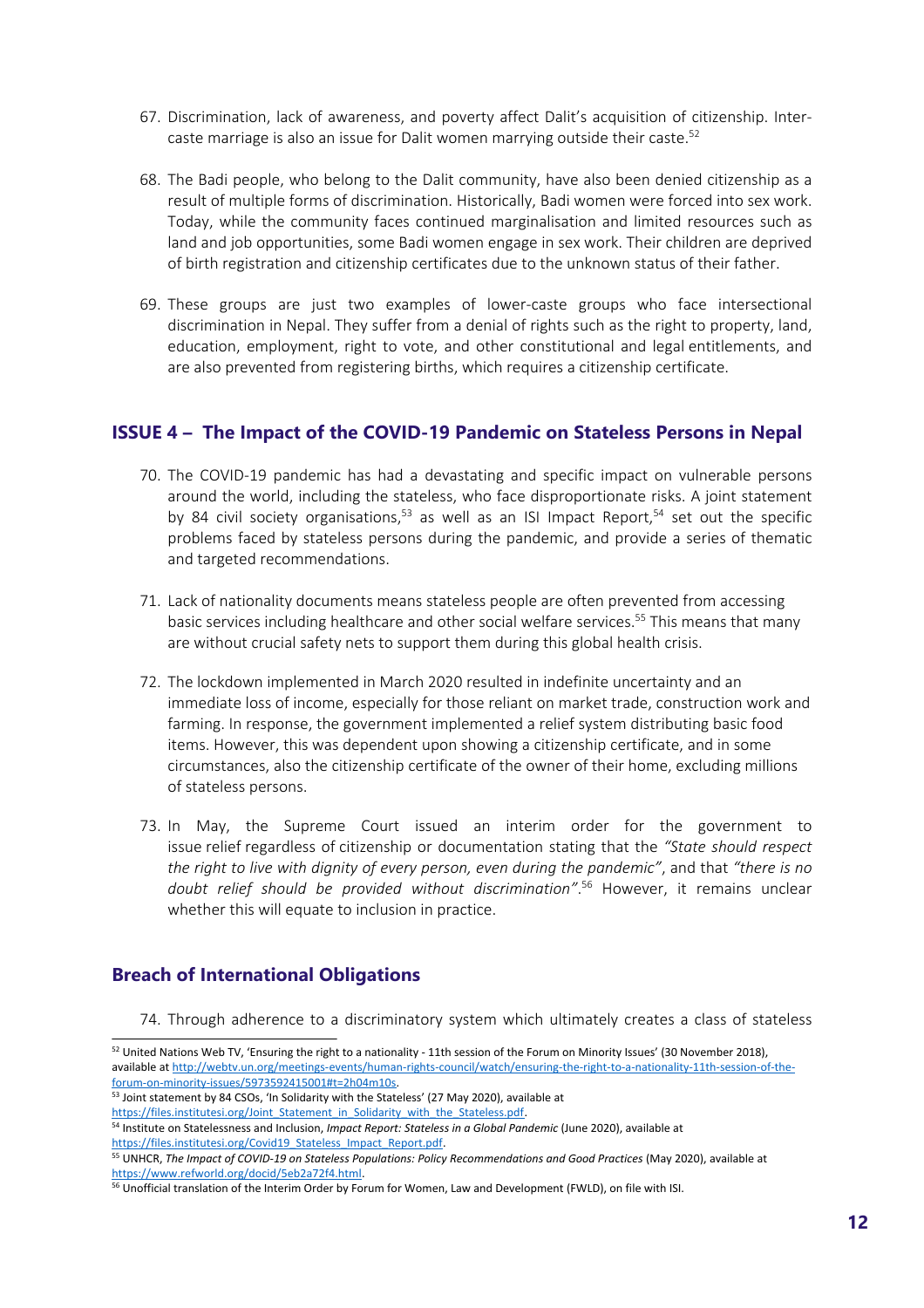67. Discrimination, lack of awareness, and poverty affect Dalit's acquisition of citizenship. Inter-caste marriage is also an issue for Dalit women marrying outside their caste.[52]

68. The Badi people, who belong to the Dalit community, have also been denied citizenship as a result of multiple forms of discrimination. Historically, Badi women were forced into sex work. Today, while the community faces continued marginalisation and limited resources such as land and job opportunities, some Badi women engage in sex work. Their children are deprived of birth registration and citizenship certificates due to the unknown status of their father.

69. These groups are just two examples of lower-caste groups who face intersectional discrimination in Nepal. They suffer from a denial of rights such as the right to property, land, education, employment, right to vote, and other constitutional and legal entitlements, and are also prevented from registering births, which requires a citizenship certificate.

## ISSUE 4 – The Impact of the COVID-19 Pandemic on Stateless Persons in Nepal

70. The COVID-19 pandemic has had a devastating and specific impact on vulnerable persons around the world, including the stateless, who face disproportionate risks. A joint statement by 84 civil society organisations,[53] as well as an ISI Impact Report,[54] set out the specific problems faced by stateless persons during the pandemic, and provide a series of thematic and targeted recommendations.

71. Lack of nationality documents means stateless people are often prevented from accessing basic services including healthcare and other social welfare services.[55] This means that many are without crucial safety nets to support them during this global health crisis.

72. The lockdown implemented in March 2020 resulted in indefinite uncertainty and an immediate loss of income, especially for those reliant on market trade, construction work and farming. In response, the government implemented a relief system distributing basic food items. However, this was dependent upon showing a citizenship certificate, and in some circumstances, also the citizenship certificate of the owner of their home, excluding millions of stateless persons.

73. In May, the Supreme Court issued an interim order for the government to issue relief regardless of citizenship or documentation stating that the *"State should respect the right to live with dignity of every person, even during the pandemic"*, and that *"there is no doubt relief should be provided without discrimination"*.[56] However, it remains unclear whether this will equate to inclusion in practice.

## Breach of International Obligations

74. Through adherence to a discriminatory system which ultimately creates a class of stateless

---

[52] United Nations Web TV, 'Ensuring the right to a nationality - 11th session of the Forum on Minority Issues' (30 November 2018), available at http://webtv.un.org/meetings-events/human-rights-council/watch/ensuring-the-right-to-a-nationality-11th-session-of-the-forum-on-minority-issues/5973592415001#t=2h04m10s.

[53] Joint statement by 84 CSOs, 'In Solidarity with the Stateless' (27 May 2020), available at https://files.institutesi.org/Joint_Statement_in_Solidarity_with_the_Stateless.pdf.

[54] Institute on Statelessness and Inclusion, *Impact Report: Stateless in a Global Pandemic* (June 2020), available at https://files.institutesi.org/Covid19_Stateless_Impact_Report.pdf.

[55] UNHCR, *The Impact of COVID-19 on Stateless Populations: Policy Recommendations and Good Practices* (May 2020), available at https://www.refworld.org/docid/5eb2a72f4.html.

[56] Unofficial translation of the Interim Order by Forum for Women, Law and Development (FWLD), on file with ISI.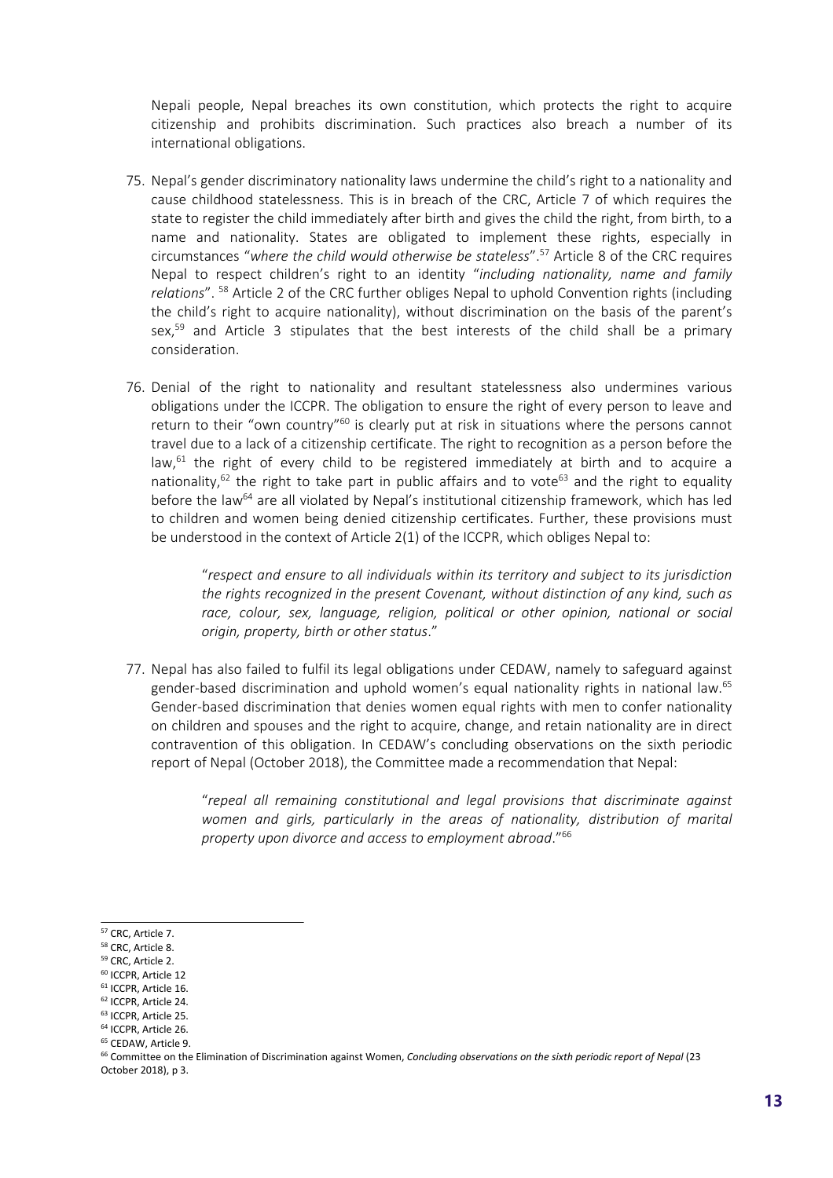Nepali people, Nepal breaches its own constitution, which protects the right to acquire citizenship and prohibits discrimination. Such practices also breach a number of its international obligations.

75. Nepal's gender discriminatory nationality laws undermine the child's right to a nationality and cause childhood statelessness. This is in breach of the CRC, Article 7 of which requires the state to register the child immediately after birth and gives the child the right, from birth, to a name and nationality. States are obligated to implement these rights, especially in circumstances "*where the child would otherwise be stateless*".[57] Article 8 of the CRC requires Nepal to respect children's right to an identity "*including nationality, name and family relations*".[58] Article 2 of the CRC further obliges Nepal to uphold Convention rights (including the child's right to acquire nationality), without discrimination on the basis of the parent's sex,[59] and Article 3 stipulates that the best interests of the child shall be a primary consideration.

76. Denial of the right to nationality and resultant statelessness also undermines various obligations under the ICCPR. The obligation to ensure the right of every person to leave and return to their "own country"[60] is clearly put at risk in situations where the persons cannot travel due to a lack of a citizenship certificate. The right to recognition as a person before the law,[61] the right of every child to be registered immediately at birth and to acquire a nationality,[62] the right to take part in public affairs and to vote[63] and the right to equality before the law[64] are all violated by Nepal's institutional citizenship framework, which has led to children and women being denied citizenship certificates. Further, these provisions must be understood in the context of Article 2(1) of the ICCPR, which obliges Nepal to:

> "*respect and ensure to all individuals within its territory and subject to its jurisdiction the rights recognized in the present Covenant, without distinction of any kind, such as race, colour, sex, language, religion, political or other opinion, national or social origin, property, birth or other status*."

77. Nepal has also failed to fulfil its legal obligations under CEDAW, namely to safeguard against gender-based discrimination and uphold women's equal nationality rights in national law.[65] Gender-based discrimination that denies women equal rights with men to confer nationality on children and spouses and the right to acquire, change, and retain nationality are in direct contravention of this obligation. In CEDAW's concluding observations on the sixth periodic report of Nepal (October 2018), the Committee made a recommendation that Nepal:

> "*repeal all remaining constitutional and legal provisions that discriminate against women and girls, particularly in the areas of nationality, distribution of marital property upon divorce and access to employment abroad*."[66]

---

[57] CRC, Article 7.
[58] CRC, Article 8.
[59] CRC, Article 2.
[60] ICCPR, Article 12
[61] ICCPR, Article 16.
[62] ICCPR, Article 24.
[63] ICCPR, Article 25.
[64] ICCPR, Article 26.
[65] CEDAW, Article 9.
[66] Committee on the Elimination of Discrimination against Women, *Concluding observations on the sixth periodic report of Nepal* (23 October 2018), p 3.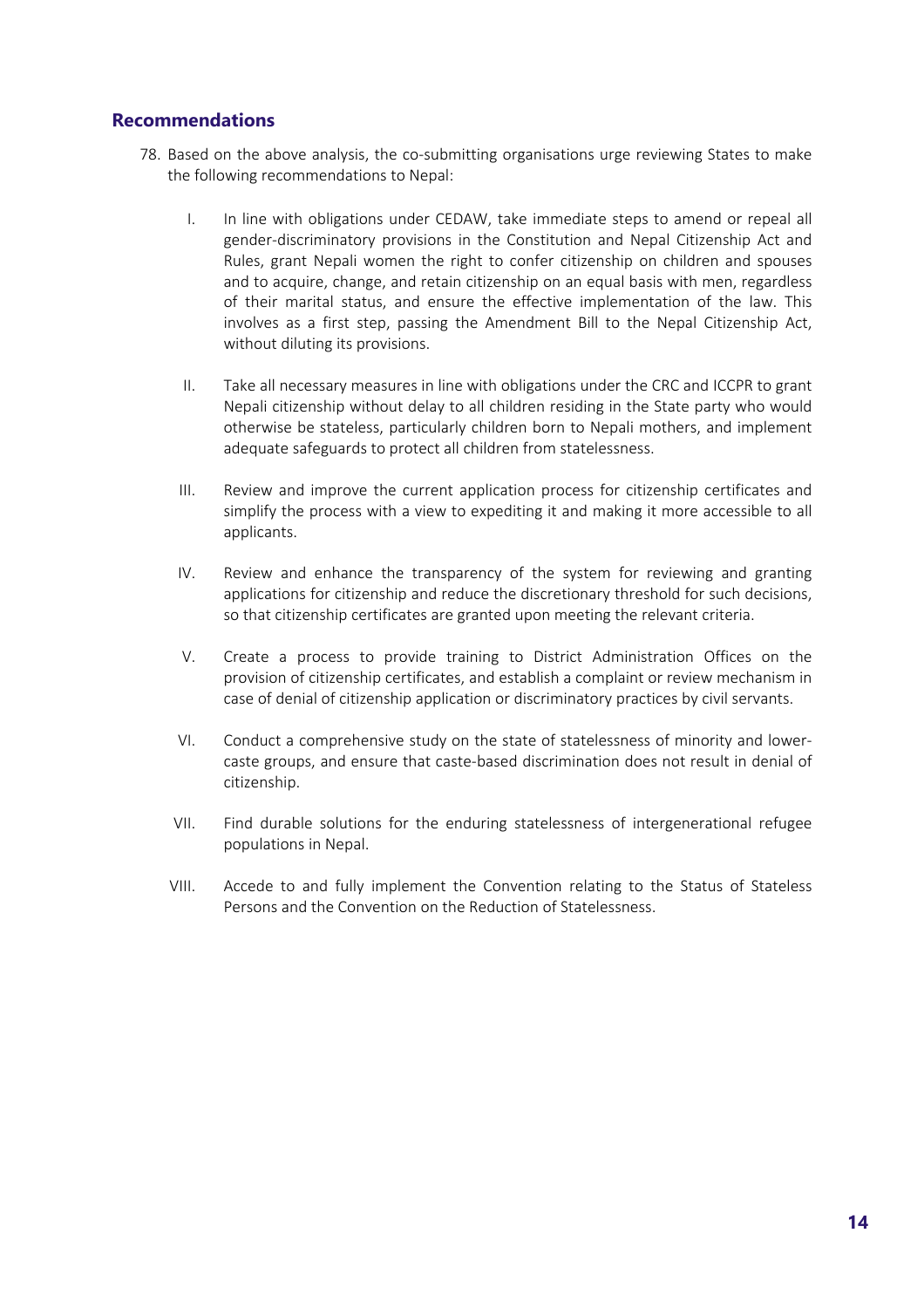## Recommendations

78. Based on the above analysis, the co-submitting organisations urge reviewing States to make the following recommendations to Nepal:

    I. In line with obligations under CEDAW, take immediate steps to amend or repeal all gender-discriminatory provisions in the Constitution and Nepal Citizenship Act and Rules, grant Nepali women the right to confer citizenship on children and spouses and to acquire, change, and retain citizenship on an equal basis with men, regardless of their marital status, and ensure the effective implementation of the law. This involves as a first step, passing the Amendment Bill to the Nepal Citizenship Act, without diluting its provisions.

    II. Take all necessary measures in line with obligations under the CRC and ICCPR to grant Nepali citizenship without delay to all children residing in the State party who would otherwise be stateless, particularly children born to Nepali mothers, and implement adequate safeguards to protect all children from statelessness.

    III. Review and improve the current application process for citizenship certificates and simplify the process with a view to expediting it and making it more accessible to all applicants.

    IV. Review and enhance the transparency of the system for reviewing and granting applications for citizenship and reduce the discretionary threshold for such decisions, so that citizenship certificates are granted upon meeting the relevant criteria.

    V. Create a process to provide training to District Administration Offices on the provision of citizenship certificates, and establish a complaint or review mechanism in case of denial of citizenship application or discriminatory practices by civil servants.

    VI. Conduct a comprehensive study on the state of statelessness of minority and lower-caste groups, and ensure that caste-based discrimination does not result in denial of citizenship.

    VII. Find durable solutions for the enduring statelessness of intergenerational refugee populations in Nepal.

    VIII. Accede to and fully implement the Convention relating to the Status of Stateless Persons and the Convention on the Reduction of Statelessness.